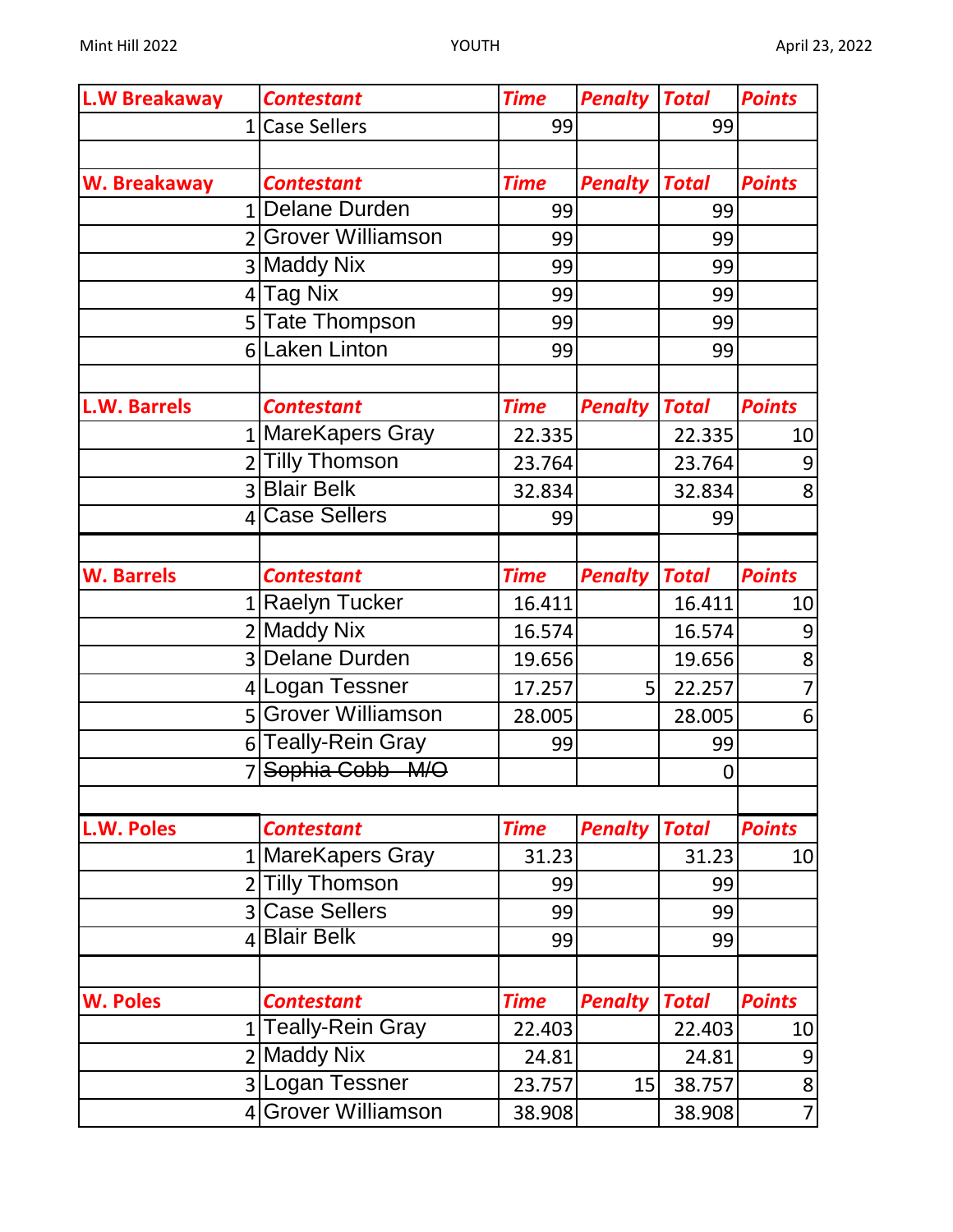Mint Hill 2022 — YOUTH — April 23, 2022

| L.W Breakaway | Contestant | Time | Penalty | Total | Points |
|---|---|---|---|---|---|
| 1 | Case Sellers | 99 | | 99 | |

| W. Breakaway | Contestant | Time | Penalty | Total | Points |
|---|---|---|---|---|---|
| 1 | Delane Durden | 99 | | 99 | |
| 2 | Grover Williamson | 99 | | 99 | |
| 3 | Maddy Nix | 99 | | 99 | |
| 4 | Tag Nix | 99 | | 99 | |
| 5 | Tate Thompson | 99 | | 99 | |
| 6 | Laken Linton | 99 | | 99 | |

| L.W. Barrels | Contestant | Time | Penalty | Total | Points |
|---|---|---|---|---|---|
| 1 | MareKapers Gray | 22.335 | | 22.335 | 10 |
| 2 | Tilly Thomson | 23.764 | | 23.764 | 9 |
| 3 | Blair Belk | 32.834 | | 32.834 | 8 |
| 4 | Case Sellers | 99 | | 99 | |

| W. Barrels | Contestant | Time | Penalty | Total | Points |
|---|---|---|---|---|---|
| 1 | Raelyn Tucker | 16.411 | | 16.411 | 10 |
| 2 | Maddy Nix | 16.574 | | 16.574 | 9 |
| 3 | Delane Durden | 19.656 | | 19.656 | 8 |
| 4 | Logan Tessner | 17.257 | 5 | 22.257 | 7 |
| 5 | Grover Williamson | 28.005 | | 28.005 | 6 |
| 6 | Teally-Rein Gray | 99 | | 99 | |
| 7 | ~~Sophia Cobb M/O~~ | | | 0 | |

| L.W. Poles | Contestant | Time | Penalty | Total | Points |
|---|---|---|---|---|---|
| 1 | MareKapers Gray | 31.23 | | 31.23 | 10 |
| 2 | Tilly Thomson | 99 | | 99 | |
| 3 | Case Sellers | 99 | | 99 | |
| 4 | Blair Belk | 99 | | 99 | |

| W. Poles | Contestant | Time | Penalty | Total | Points |
|---|---|---|---|---|---|
| 1 | Teally-Rein Gray | 22.403 | | 22.403 | 10 |
| 2 | Maddy Nix | 24.81 | | 24.81 | 9 |
| 3 | Logan Tessner | 23.757 | 15 | 38.757 | 8 |
| 4 | Grover Williamson | 38.908 | | 38.908 | 7 |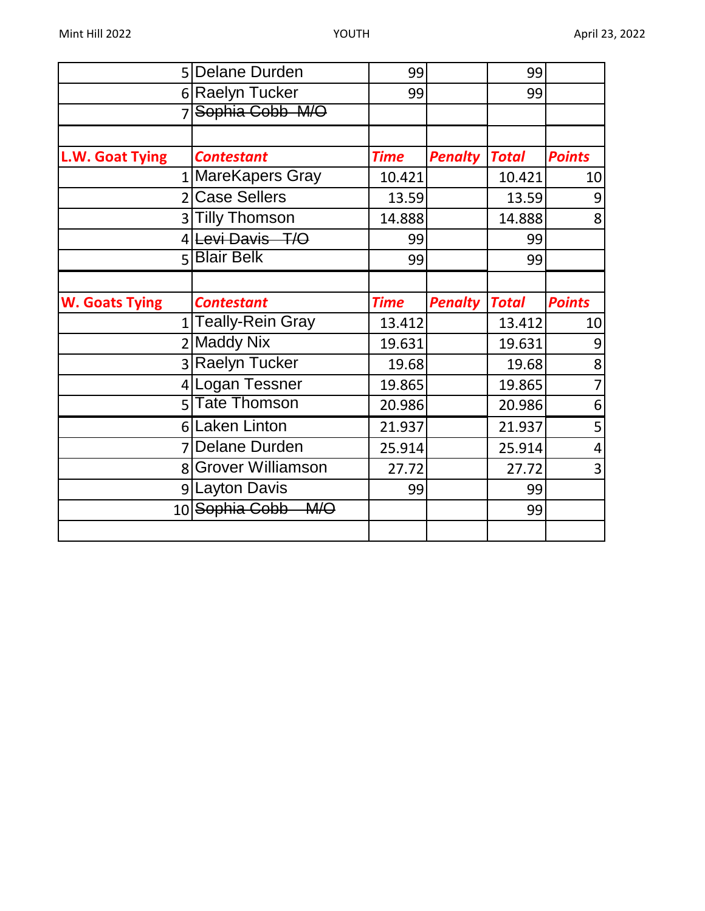| | | | | | |
|---|---|---|---|---|---|
| 5 | Delane Durden | 99 | | 99 | |
| 6 | Raelyn Tucker | 99 | | 99 | |
| 7 | ~~Sophia Cobb M/O~~ | | | | |
| | | | | | |
| **L.W. Goat Tying** | ***Contestant*** | ***Time*** | ***Penalty*** | ***Total*** | ***Points*** |
| 1 | MareKapers Gray | 10.421 | | 10.421 | 10 |
| 2 | Case Sellers | 13.59 | | 13.59 | 9 |
| 3 | Tilly Thomson | 14.888 | | 14.888 | 8 |
| 4 | ~~Levi Davis T/O~~ | 99 | | 99 | |
| 5 | Blair Belk | 99 | | 99 | |
| | | | | | |
| **W. Goats Tying** | ***Contestant*** | ***Time*** | ***Penalty*** | ***Total*** | ***Points*** |
| 1 | Teally-Rein Gray | 13.412 | | 13.412 | 10 |
| 2 | Maddy Nix | 19.631 | | 19.631 | 9 |
| 3 | Raelyn Tucker | 19.68 | | 19.68 | 8 |
| 4 | Logan Tessner | 19.865 | | 19.865 | 7 |
| 5 | Tate Thomson | 20.986 | | 20.986 | 6 |
| 6 | Laken Linton | 21.937 | | 21.937 | 5 |
| 7 | Delane Durden | 25.914 | | 25.914 | 4 |
| 8 | Grover Williamson | 27.72 | | 27.72 | 3 |
| 9 | Layton Davis | 99 | | 99 | |
| 10 | ~~Sophia Cobb M/O~~ | | | 99 | |
| | | | | | |